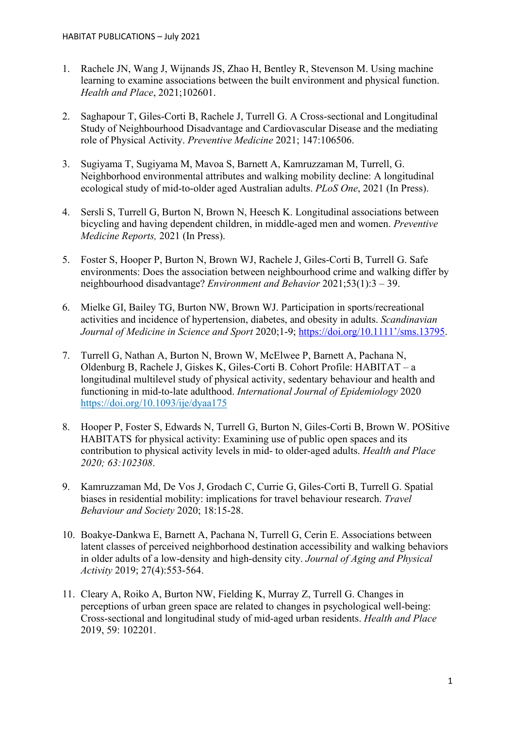HABITAT PUBLICATIONS – July 2021

1. Rachele JN, Wang J, Wijnands JS, Zhao H, Bentley R, Stevenson M. Using machine learning to examine associations between the built environment and physical function. *Health and Place*, 2021;102601.

2. Saghapour T, Giles-Corti B, Rachele J, Turrell G. A Cross-sectional and Longitudinal Study of Neighbourhood Disadvantage and Cardiovascular Disease and the mediating role of Physical Activity. *Preventive Medicine* 2021; 147:106506.

3. Sugiyama T, Sugiyama M, Mavoa S, Barnett A, Kamruzzaman M, Turrell, G. Neighborhood environmental attributes and walking mobility decline: A longitudinal ecological study of mid-to-older aged Australian adults. *PLoS One*, 2021 (In Press).

4. Sersli S, Turrell G, Burton N, Brown N, Heesch K. Longitudinal associations between bicycling and having dependent children, in middle-aged men and women. *Preventive Medicine Reports,* 2021 (In Press).

5. Foster S, Hooper P, Burton N, Brown WJ, Rachele J, Giles-Corti B, Turrell G. Safe environments: Does the association between neighbourhood crime and walking differ by neighbourhood disadvantage? *Environment and Behavior* 2021;53(1):3 – 39.

6. Mielke GI, Bailey TG, Burton NW, Brown WJ. Participation in sports/recreational activities and incidence of hypertension, diabetes, and obesity in adults. *Scandinavian Journal of Medicine in Science and Sport* 2020;1-9; https://doi.org/10.1111'/sms.13795.

7. Turrell G, Nathan A, Burton N, Brown W, McElwee P, Barnett A, Pachana N, Oldenburg B, Rachele J, Giskes K, Giles-Corti B. Cohort Profile: HABITAT – a longitudinal multilevel study of physical activity, sedentary behaviour and health and functioning in mid-to-late adulthood. *International Journal of Epidemiology* 2020 https://doi.org/10.1093/ije/dyaa175

8. Hooper P, Foster S, Edwards N, Turrell G, Burton N, Giles-Corti B, Brown W. POSitive HABITATS for physical activity: Examining use of public open spaces and its contribution to physical activity levels in mid- to older-aged adults. *Health and Place 2020; 63:102308*.

9. Kamruzzaman Md, De Vos J, Grodach C, Currie G, Giles-Corti B, Turrell G. Spatial biases in residential mobility: implications for travel behaviour research. *Travel Behaviour and Society* 2020; 18:15-28.

10. Boakye-Dankwa E, Barnett A, Pachana N, Turrell G, Cerin E. Associations between latent classes of perceived neighborhood destination accessibility and walking behaviors in older adults of a low-density and high-density city. *Journal of Aging and Physical Activity* 2019; 27(4):553-564.

11. Cleary A, Roiko A, Burton NW, Fielding K, Murray Z, Turrell G. Changes in perceptions of urban green space are related to changes in psychological well-being: Cross-sectional and longitudinal study of mid-aged urban residents. *Health and Place* 2019, 59: 102201.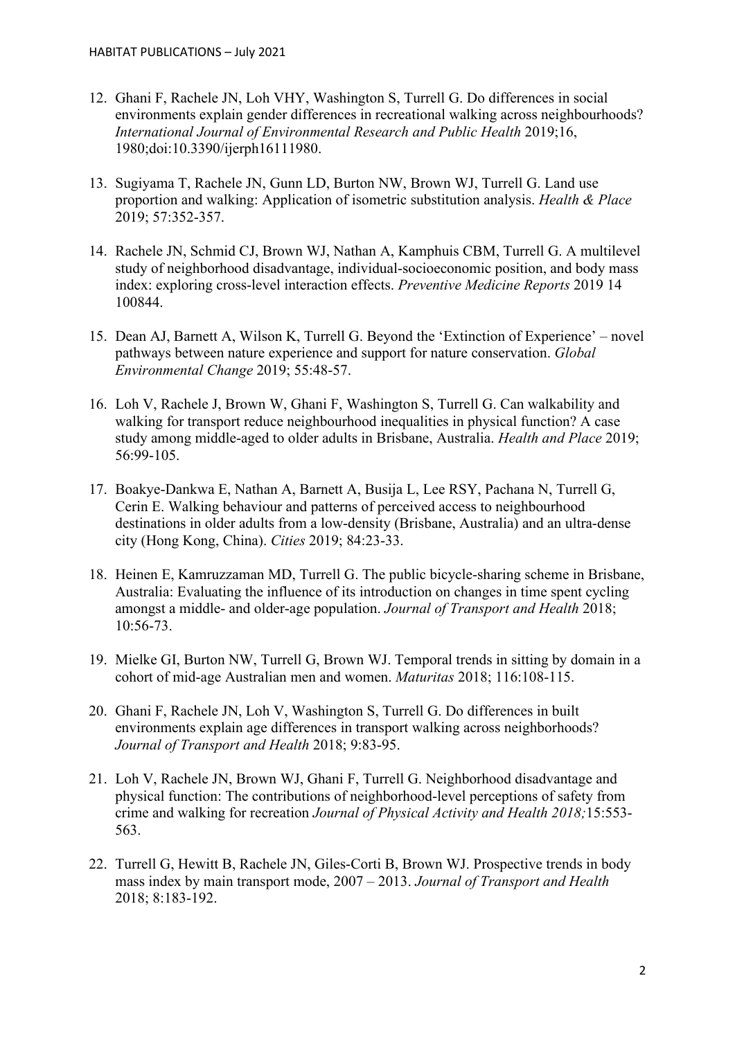12. Ghani F, Rachele JN, Loh VHY, Washington S, Turrell G. Do differences in social environments explain gender differences in recreational walking across neighbourhoods? *International Journal of Environmental Research and Public Health* 2019;16, 1980;doi:10.3390/ijerph16111980.

13. Sugiyama T, Rachele JN, Gunn LD, Burton NW, Brown WJ, Turrell G. Land use proportion and walking: Application of isometric substitution analysis. *Health & Place* 2019; 57:352-357.

14. Rachele JN, Schmid CJ, Brown WJ, Nathan A, Kamphuis CBM, Turrell G. A multilevel study of neighborhood disadvantage, individual-socioeconomic position, and body mass index: exploring cross-level interaction effects. *Preventive Medicine Reports* 2019 14 100844.

15. Dean AJ, Barnett A, Wilson K, Turrell G. Beyond the 'Extinction of Experience' – novel pathways between nature experience and support for nature conservation. *Global Environmental Change* 2019; 55:48-57.

16. Loh V, Rachele J, Brown W, Ghani F, Washington S, Turrell G. Can walkability and walking for transport reduce neighbourhood inequalities in physical function? A case study among middle-aged to older adults in Brisbane, Australia. *Health and Place* 2019; 56:99-105.

17. Boakye-Dankwa E, Nathan A, Barnett A, Busija L, Lee RSY, Pachana N, Turrell G, Cerin E. Walking behaviour and patterns of perceived access to neighbourhood destinations in older adults from a low-density (Brisbane, Australia) and an ultra-dense city (Hong Kong, China). *Cities* 2019; 84:23-33.

18. Heinen E, Kamruzzaman MD, Turrell G. The public bicycle-sharing scheme in Brisbane, Australia: Evaluating the influence of its introduction on changes in time spent cycling amongst a middle- and older-age population. *Journal of Transport and Health* 2018; 10:56-73.

19. Mielke GI, Burton NW, Turrell G, Brown WJ. Temporal trends in sitting by domain in a cohort of mid-age Australian men and women. *Maturitas* 2018; 116:108-115.

20. Ghani F, Rachele JN, Loh V, Washington S, Turrell G. Do differences in built environments explain age differences in transport walking across neighborhoods? *Journal of Transport and Health* 2018; 9:83-95.

21. Loh V, Rachele JN, Brown WJ, Ghani F, Turrell G. Neighborhood disadvantage and physical function: The contributions of neighborhood-level perceptions of safety from crime and walking for recreation *Journal of Physical Activity and Health 2018;*15:553-563.

22. Turrell G, Hewitt B, Rachele JN, Giles-Corti B, Brown WJ. Prospective trends in body mass index by main transport mode, 2007 – 2013. *Journal of Transport and Health* 2018; 8:183-192.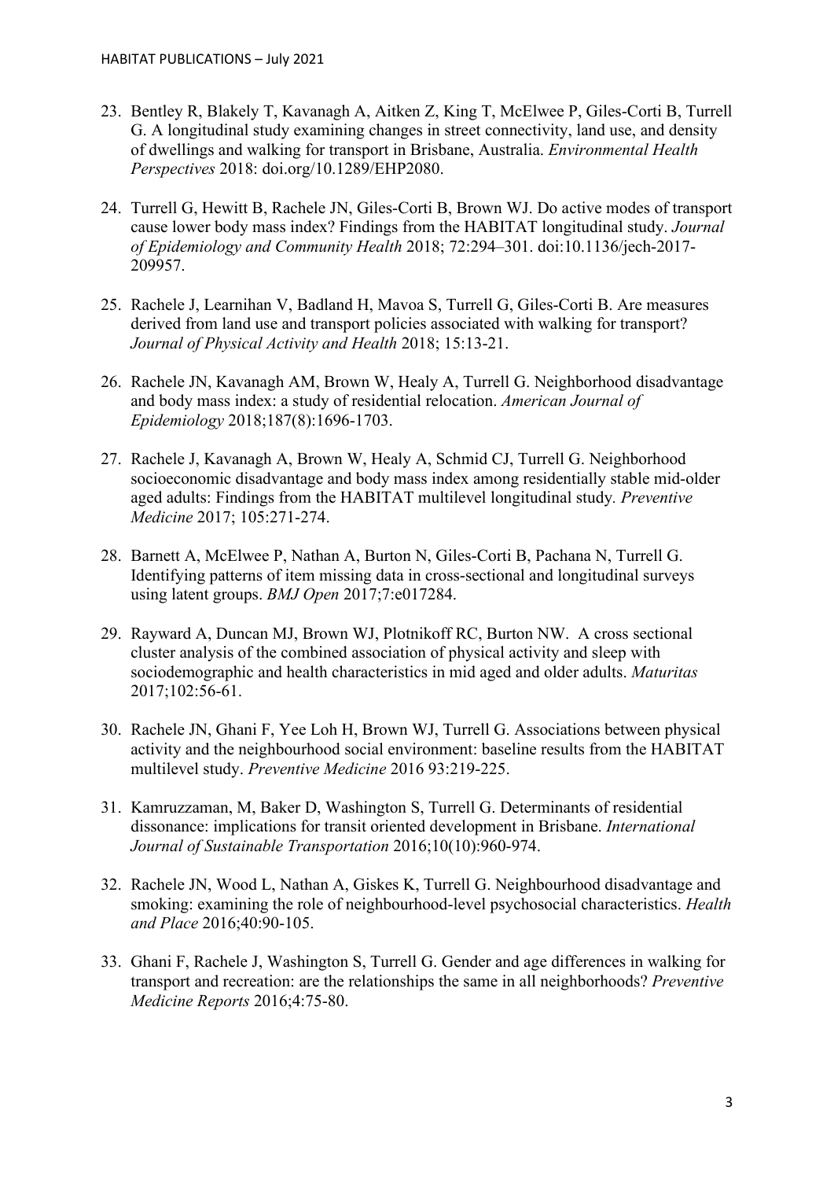23. Bentley R, Blakely T, Kavanagh A, Aitken Z, King T, McElwee P, Giles-Corti B, Turrell G. A longitudinal study examining changes in street connectivity, land use, and density of dwellings and walking for transport in Brisbane, Australia. *Environmental Health Perspectives* 2018: doi.org/10.1289/EHP2080.

24. Turrell G, Hewitt B, Rachele JN, Giles-Corti B, Brown WJ. Do active modes of transport cause lower body mass index? Findings from the HABITAT longitudinal study. *Journal of Epidemiology and Community Health* 2018; 72:294–301. doi:10.1136/jech-2017-209957.

25. Rachele J, Learnihan V, Badland H, Mavoa S, Turrell G, Giles-Corti B. Are measures derived from land use and transport policies associated with walking for transport? *Journal of Physical Activity and Health* 2018; 15:13-21.

26. Rachele JN, Kavanagh AM, Brown W, Healy A, Turrell G. Neighborhood disadvantage and body mass index: a study of residential relocation. *American Journal of Epidemiology* 2018;187(8):1696-1703.

27. Rachele J, Kavanagh A, Brown W, Healy A, Schmid CJ, Turrell G. Neighborhood socioeconomic disadvantage and body mass index among residentially stable mid-older aged adults: Findings from the HABITAT multilevel longitudinal study. *Preventive Medicine* 2017; 105:271-274.

28. Barnett A, McElwee P, Nathan A, Burton N, Giles-Corti B, Pachana N, Turrell G. Identifying patterns of item missing data in cross-sectional and longitudinal surveys using latent groups. *BMJ Open* 2017;7:e017284.

29. Rayward A, Duncan MJ, Brown WJ, Plotnikoff RC, Burton NW. A cross sectional cluster analysis of the combined association of physical activity and sleep with sociodemographic and health characteristics in mid aged and older adults. *Maturitas* 2017;102:56-61.

30. Rachele JN, Ghani F, Yee Loh H, Brown WJ, Turrell G. Associations between physical activity and the neighbourhood social environment: baseline results from the HABITAT multilevel study. *Preventive Medicine* 2016 93:219-225.

31. Kamruzzaman, M, Baker D, Washington S, Turrell G. Determinants of residential dissonance: implications for transit oriented development in Brisbane. *International Journal of Sustainable Transportation* 2016;10(10):960-974.

32. Rachele JN, Wood L, Nathan A, Giskes K, Turrell G. Neighbourhood disadvantage and smoking: examining the role of neighbourhood-level psychosocial characteristics. *Health and Place* 2016;40:90-105.

33. Ghani F, Rachele J, Washington S, Turrell G. Gender and age differences in walking for transport and recreation: are the relationships the same in all neighborhoods? *Preventive Medicine Reports* 2016;4:75-80.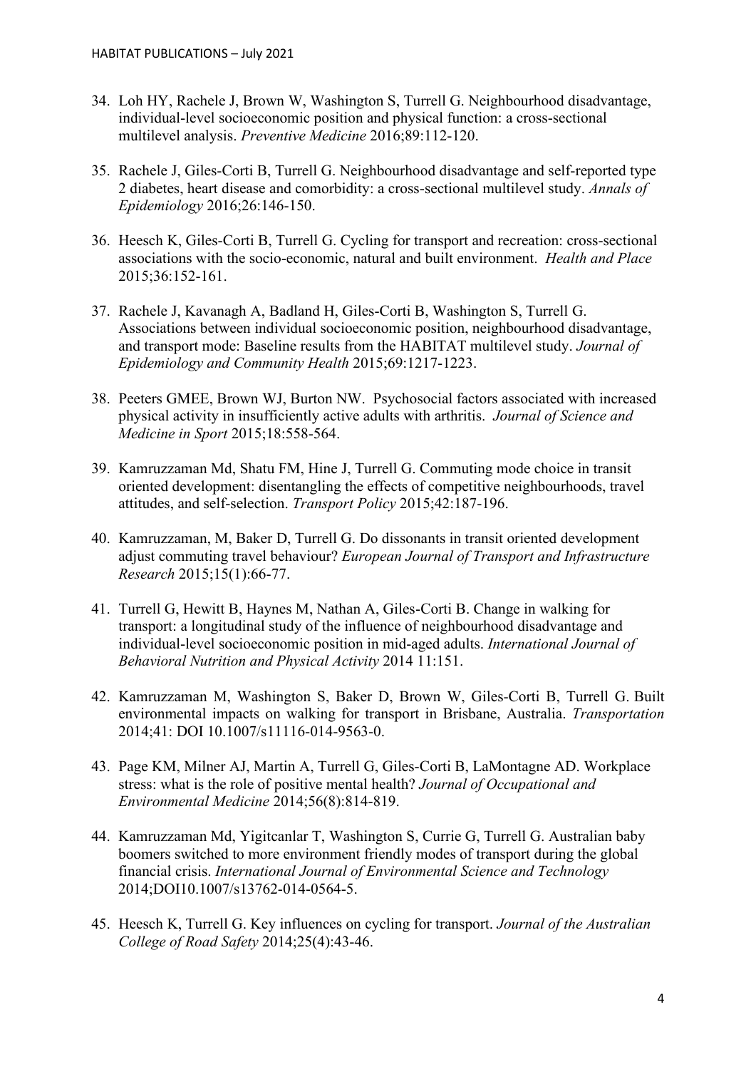34. Loh HY, Rachele J, Brown W, Washington S, Turrell G. Neighbourhood disadvantage, individual-level socioeconomic position and physical function: a cross-sectional multilevel analysis. *Preventive Medicine* 2016;89:112-120.

35. Rachele J, Giles-Corti B, Turrell G. Neighbourhood disadvantage and self-reported type 2 diabetes, heart disease and comorbidity: a cross-sectional multilevel study. *Annals of Epidemiology* 2016;26:146-150.

36. Heesch K, Giles-Corti B, Turrell G. Cycling for transport and recreation: cross-sectional associations with the socio-economic, natural and built environment. *Health and Place* 2015;36:152-161.

37. Rachele J, Kavanagh A, Badland H, Giles-Corti B, Washington S, Turrell G. Associations between individual socioeconomic position, neighbourhood disadvantage, and transport mode: Baseline results from the HABITAT multilevel study. *Journal of Epidemiology and Community Health* 2015;69:1217-1223.

38. Peeters GMEE, Brown WJ, Burton NW. Psychosocial factors associated with increased physical activity in insufficiently active adults with arthritis. *Journal of Science and Medicine in Sport* 2015;18:558-564.

39. Kamruzzaman Md, Shatu FM, Hine J, Turrell G. Commuting mode choice in transit oriented development: disentangling the effects of competitive neighbourhoods, travel attitudes, and self-selection. *Transport Policy* 2015;42:187-196.

40. Kamruzzaman, M, Baker D, Turrell G. Do dissonants in transit oriented development adjust commuting travel behaviour? *European Journal of Transport and Infrastructure Research* 2015;15(1):66-77.

41. Turrell G, Hewitt B, Haynes M, Nathan A, Giles-Corti B. Change in walking for transport: a longitudinal study of the influence of neighbourhood disadvantage and individual-level socioeconomic position in mid-aged adults. *International Journal of Behavioral Nutrition and Physical Activity* 2014 11:151.

42. Kamruzzaman M, Washington S, Baker D, Brown W, Giles-Corti B, Turrell G. Built environmental impacts on walking for transport in Brisbane, Australia. *Transportation* 2014;41: DOI 10.1007/s11116-014-9563-0.

43. Page KM, Milner AJ, Martin A, Turrell G, Giles-Corti B, LaMontagne AD. Workplace stress: what is the role of positive mental health? *Journal of Occupational and Environmental Medicine* 2014;56(8):814-819.

44. Kamruzzaman Md, Yigitcanlar T, Washington S, Currie G, Turrell G. Australian baby boomers switched to more environment friendly modes of transport during the global financial crisis. *International Journal of Environmental Science and Technology* 2014;DOI10.1007/s13762-014-0564-5.

45. Heesch K, Turrell G. Key influences on cycling for transport. *Journal of the Australian College of Road Safety* 2014;25(4):43-46.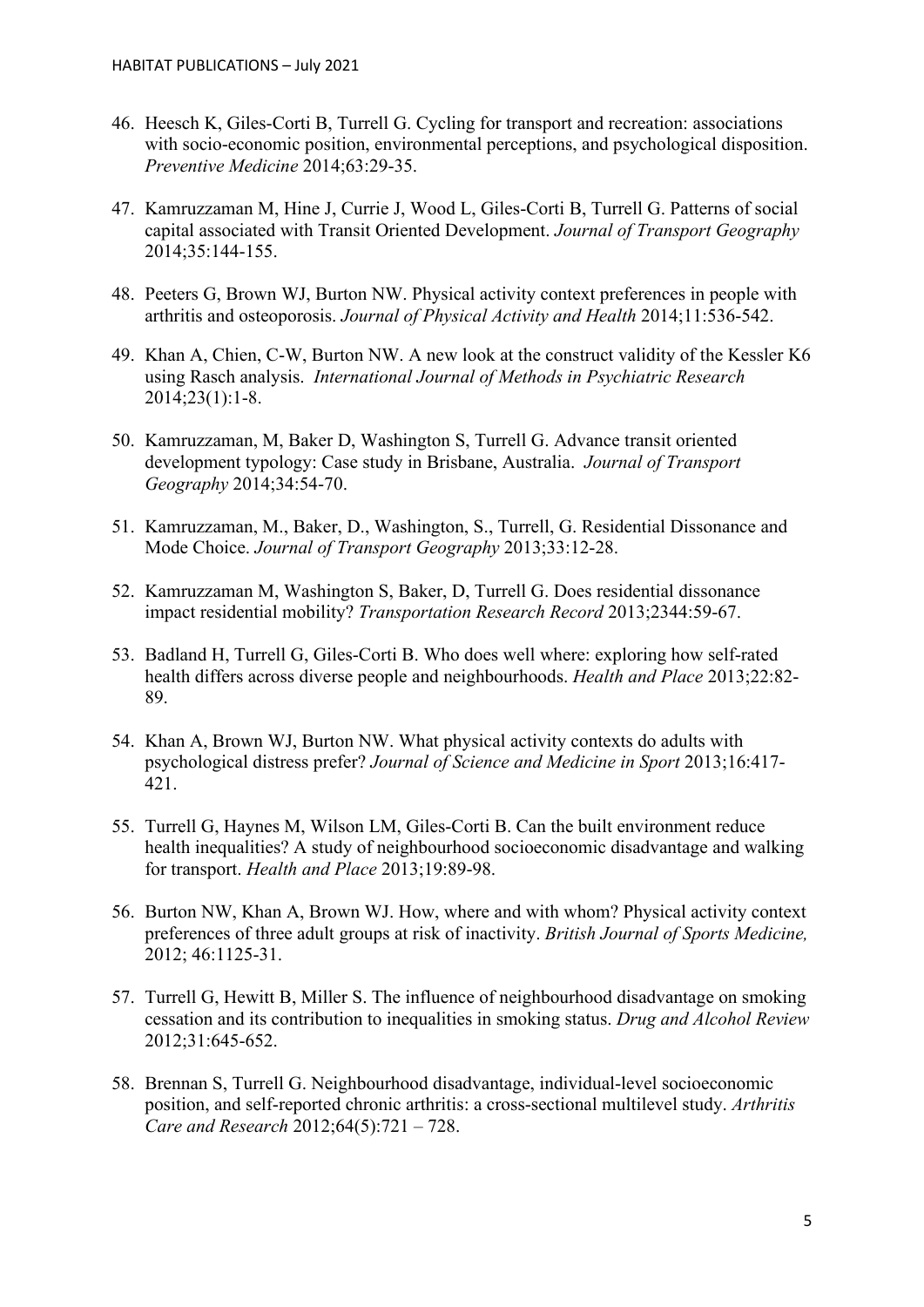46. Heesch K, Giles-Corti B, Turrell G. Cycling for transport and recreation: associations with socio-economic position, environmental perceptions, and psychological disposition. *Preventive Medicine* 2014;63:29-35.

47. Kamruzzaman M, Hine J, Currie J, Wood L, Giles-Corti B, Turrell G. Patterns of social capital associated with Transit Oriented Development. *Journal of Transport Geography* 2014;35:144-155.

48. Peeters G, Brown WJ, Burton NW. Physical activity context preferences in people with arthritis and osteoporosis. *Journal of Physical Activity and Health* 2014;11:536-542.

49. Khan A, Chien, C-W, Burton NW. A new look at the construct validity of the Kessler K6 using Rasch analysis. *International Journal of Methods in Psychiatric Research* 2014;23(1):1-8.

50. Kamruzzaman, M, Baker D, Washington S, Turrell G. Advance transit oriented development typology: Case study in Brisbane, Australia. *Journal of Transport Geography* 2014;34:54-70.

51. Kamruzzaman, M., Baker, D., Washington, S., Turrell, G. Residential Dissonance and Mode Choice. *Journal of Transport Geography* 2013;33:12-28.

52. Kamruzzaman M, Washington S, Baker, D, Turrell G. Does residential dissonance impact residential mobility? *Transportation Research Record* 2013;2344:59-67.

53. Badland H, Turrell G, Giles-Corti B. Who does well where: exploring how self-rated health differs across diverse people and neighbourhoods. *Health and Place* 2013;22:82-89.

54. Khan A, Brown WJ, Burton NW. What physical activity contexts do adults with psychological distress prefer? *Journal of Science and Medicine in Sport* 2013;16:417-421.

55. Turrell G, Haynes M, Wilson LM, Giles-Corti B. Can the built environment reduce health inequalities? A study of neighbourhood socioeconomic disadvantage and walking for transport. *Health and Place* 2013;19:89-98.

56. Burton NW, Khan A, Brown WJ. How, where and with whom? Physical activity context preferences of three adult groups at risk of inactivity. *British Journal of Sports Medicine,* 2012; 46:1125-31.

57. Turrell G, Hewitt B, Miller S. The influence of neighbourhood disadvantage on smoking cessation and its contribution to inequalities in smoking status. *Drug and Alcohol Review* 2012;31:645-652.

58. Brennan S, Turrell G. Neighbourhood disadvantage, individual-level socioeconomic position, and self-reported chronic arthritis: a cross-sectional multilevel study. *Arthritis Care and Research* 2012;64(5):721 – 728.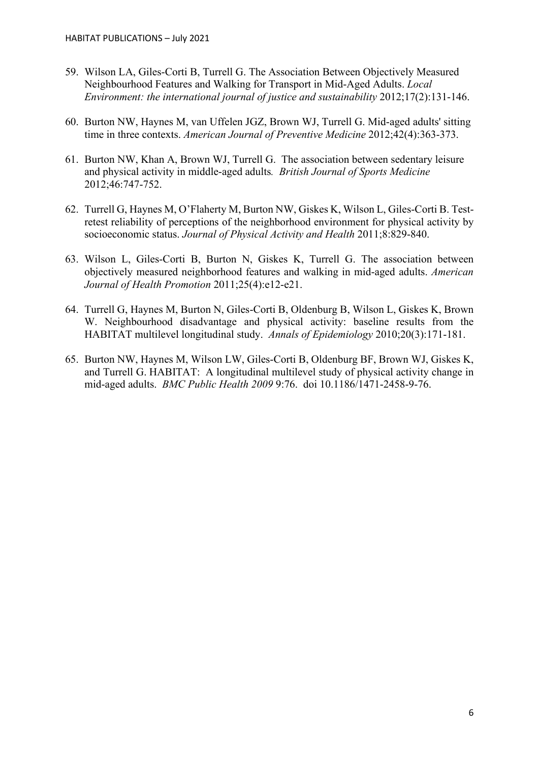59. Wilson LA, Giles-Corti B, Turrell G. The Association Between Objectively Measured Neighbourhood Features and Walking for Transport in Mid-Aged Adults. *Local Environment: the international journal of justice and sustainability* 2012;17(2):131-146.

60. Burton NW, Haynes M, van Uffelen JGZ, Brown WJ, Turrell G. Mid-aged adults' sitting time in three contexts. *American Journal of Preventive Medicine* 2012;42(4):363-373.

61. Burton NW, Khan A, Brown WJ, Turrell G. The association between sedentary leisure and physical activity in middle-aged adults. *British Journal of Sports Medicine* 2012;46:747-752.

62. Turrell G, Haynes M, O'Flaherty M, Burton NW, Giskes K, Wilson L, Giles-Corti B. Test-retest reliability of perceptions of the neighborhood environment for physical activity by socioeconomic status. *Journal of Physical Activity and Health* 2011;8:829-840.

63. Wilson L, Giles-Corti B, Burton N, Giskes K, Turrell G. The association between objectively measured neighborhood features and walking in mid-aged adults. *American Journal of Health Promotion* 2011;25(4):e12-e21.

64. Turrell G, Haynes M, Burton N, Giles-Corti B, Oldenburg B, Wilson L, Giskes K, Brown W. Neighbourhood disadvantage and physical activity: baseline results from the HABITAT multilevel longitudinal study. *Annals of Epidemiology* 2010;20(3):171-181.

65. Burton NW, Haynes M, Wilson LW, Giles-Corti B, Oldenburg BF, Brown WJ, Giskes K, and Turrell G. HABITAT: A longitudinal multilevel study of physical activity change in mid-aged adults. *BMC Public Health 2009* 9:76. doi 10.1186/1471-2458-9-76.